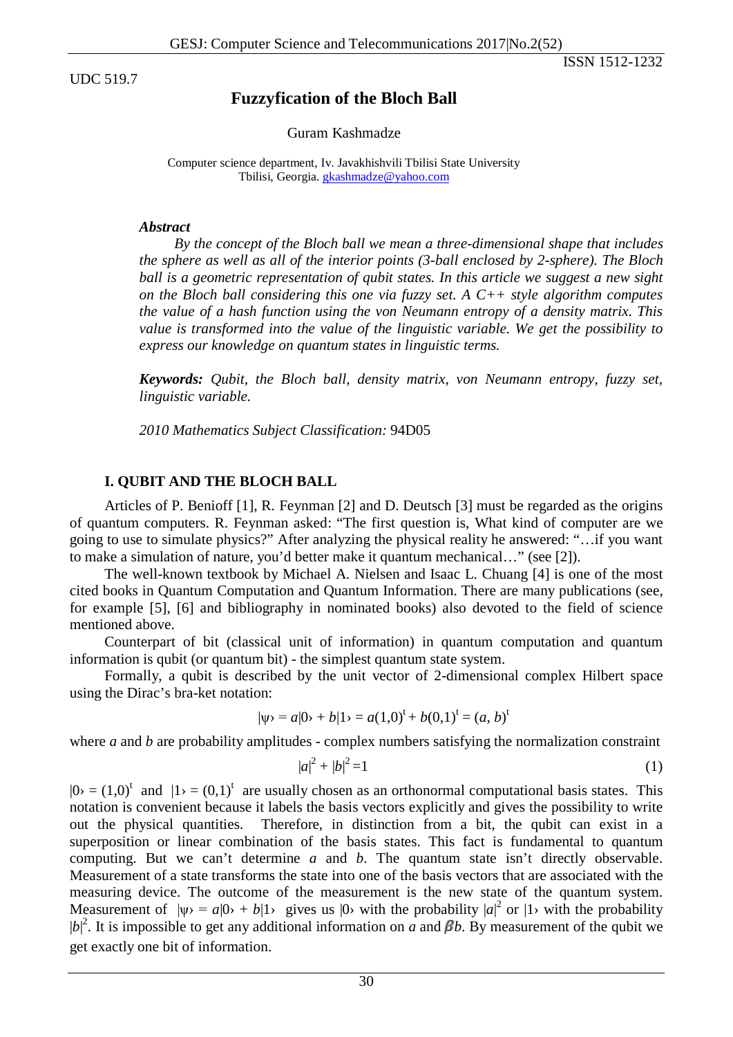UDC 519.7

ISSN 1512-1232

# Fuzzyfication of the Bloch Ball

Guram Kashmadze

Computer science department, Iv. Javakhishvili Tbilisi State University
Tbilisi, Georgia. gkashmadze@yahoo.com

***Abstract***

*By the concept of the Bloch ball we mean a three-dimensional shape that includes the sphere as well as all of the interior points (3-ball enclosed by 2-sphere). The Bloch ball is a geometric representation of qubit states. In this article we suggest a new sight on the Bloch ball considering this one via fuzzy set. A C++ style algorithm computes the value of a hash function using the von Neumann entropy of a density matrix. This value is transformed into the value of the linguistic variable. We get the possibility to express our knowledge on quantum states in linguistic terms.*

***Keywords:*** *Qubit, the Bloch ball, density matrix, von Neumann entropy, fuzzy set, linguistic variable.*

*2010 Mathematics Subject Classification:* 94D05

## I. QUBIT AND THE BLOCH BALL

Articles of P. Benioff [1], R. Feynman [2] and D. Deutsch [3] must be regarded as the origins of quantum computers. R. Feynman asked: "The first question is, What kind of computer are we going to use to simulate physics?" After analyzing the physical reality he answered: "…if you want to make a simulation of nature, you'd better make it quantum mechanical…" (see [2]).

The well-known textbook by Michael A. Nielsen and Isaac L. Chuang [4] is one of the most cited books in Quantum Computation and Quantum Information. There are many publications (see, for example [5], [6] and bibliography in nominated books) also devoted to the field of science mentioned above.

Counterpart of bit (classical unit of information) in quantum computation and quantum information is qubit (or quantum bit) - the simplest quantum state system.

Formally, a qubit is described by the unit vector of 2-dimensional complex Hilbert space using the Dirac's bra-ket notation:

$$|\psi\rangle = a|0\rangle + b|1\rangle = a(1,0)^t + b(0,1)^t = (a, b)^t$$

where $a$ and $b$ are probability amplitudes - complex numbers satisfying the normalization constraint

$$|a|^2 + |b|^2 = 1 \tag{1}$$

$|0\rangle = (1,0)^t$ and $|1\rangle = (0,1)^t$ are usually chosen as an orthonormal computational basis states. This notation is convenient because it labels the basis vectors explicitly and gives the possibility to write out the physical quantities. Therefore, in distinction from a bit, the qubit can exist in a superposition or linear combination of the basis states. This fact is fundamental to quantum computing. But we can't determine $a$ and $b$. The quantum state isn't directly observable. Measurement of a state transforms the state into one of the basis vectors that are associated with the measuring device. The outcome of the measurement is the new state of the quantum system. Measurement of $|\psi\rangle = a|0\rangle + b|1\rangle$ gives us $|0\rangle$ with the probability $|a|^2$ or $|1\rangle$ with the probability $|b|^2$. It is impossible to get any additional information on $a$ and $\beta b$. By measurement of the qubit we get exactly one bit of information.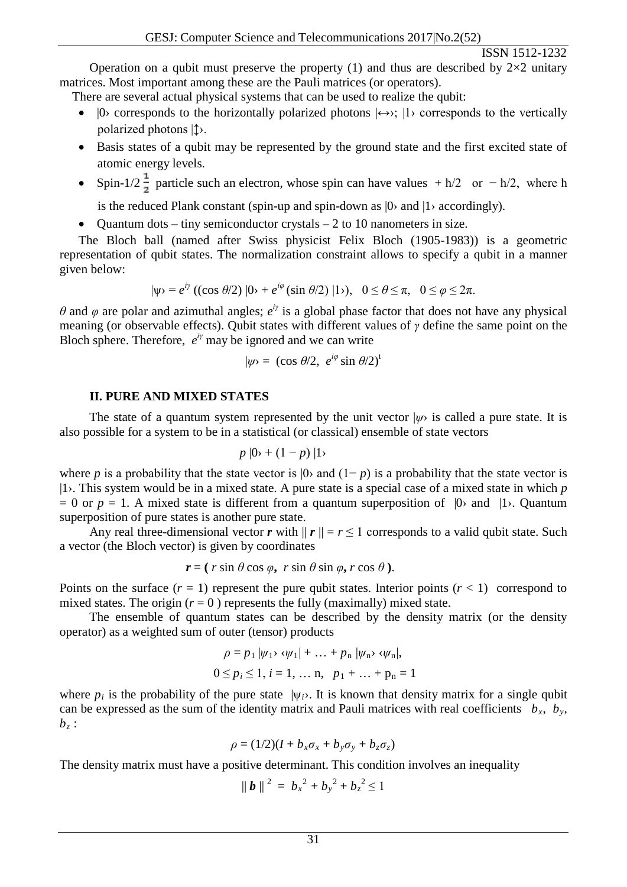Operation on a qubit must preserve the property (1) and thus are described by 2×2 unitary matrices. Most important among these are the Pauli matrices (or operators).

There are several actual physical systems that can be used to realize the qubit:

- $|0\rangle$ corresponds to the horizontally polarized photons $|\leftrightarrow\rangle$; $|1\rangle$ corresponds to the vertically polarized photons $|\updownarrow\rangle$.
- Basis states of a qubit may be represented by the ground state and the first excited state of atomic energy levels.
- Spin-1/2 $\frac{1}{2}$ particle such an electron, whose spin can have values $+\hbar/2$ or $-\hbar/2$, where ħ is the reduced Plank constant (spin-up and spin-down as $|0\rangle$ and $|1\rangle$ accordingly).
- Quantum dots – tiny semiconductor crystals – 2 to 10 nanometers in size.

The Bloch ball (named after Swiss physicist Felix Bloch (1905-1983)) is a geometric representation of qubit states. The normalization constraint allows to specify a qubit in a manner given below:

$$|\psi\rangle = e^{i\gamma} ((\cos \theta/2)\, |0\rangle + e^{i\varphi} (\sin \theta/2)\, |1\rangle), \quad 0 \le \theta \le \pi, \quad 0 \le \varphi \le 2\pi.$$

$\theta$ and $\varphi$ are polar and azimuthal angles; $e^{i\gamma}$ is a global phase factor that does not have any physical meaning (or observable effects). Qubit states with different values of $\gamma$ define the same point on the Bloch sphere. Therefore, $e^{i\gamma}$ may be ignored and we can write

$$|\psi\rangle = (\cos \theta/2,\ e^{i\varphi} \sin \theta/2)^t$$

## II. PURE AND MIXED STATES

The state of a quantum system represented by the unit vector $|\psi\rangle$ is called a pure state. It is also possible for a system to be in a statistical (or classical) ensemble of state vectors

$$p\,|0\rangle + (1 - p)\,|1\rangle$$

where $p$ is a probability that the state vector is $|0\rangle$ and $(1 - p)$ is a probability that the state vector is $|1\rangle$. This system would be in a mixed state. A pure state is a special case of a mixed state in which $p = 0$ or $p = 1$. A mixed state is different from a quantum superposition of $|0\rangle$ and $|1\rangle$. Quantum superposition of pure states is another pure state.

Any real three-dimensional vector $\boldsymbol{r}$ with $\|\boldsymbol{r}\| = r \le 1$ corresponds to a valid qubit state. Such a vector (the Bloch vector) is given by coordinates

$$\boldsymbol{r} = (\,r \sin \theta \cos \varphi,\ r \sin \theta \sin \varphi,\ r \cos \theta\,).$$

Points on the surface ($r = 1$) represent the pure qubit states. Interior points ($r < 1$) correspond to mixed states. The origin ($r = 0$) represents the fully (maximally) mixed state.

The ensemble of quantum states can be described by the density matrix (or the density operator) as a weighted sum of outer (tensor) products

$$\rho = p_1\,|\psi_1\rangle\langle\psi_1| + \ldots + p_n\,|\psi_n\rangle\langle\psi_n|,$$

$$0 \le p_i \le 1,\ i = 1, \ldots n, \quad p_1 + \ldots + p_n = 1$$

where $p_i$ is the probability of the pure state $|\psi_i\rangle$. It is known that density matrix for a single qubit can be expressed as the sum of the identity matrix and Pauli matrices with real coefficients $b_x$, $b_y$, $b_z$ :

$$\rho = (1/2)(I + b_x\sigma_x + b_y\sigma_y + b_z\sigma_z)$$

The density matrix must have a positive determinant. This condition involves an inequality

$$\|\boldsymbol{b}\|^2 = b_x^2 + b_y^2 + b_z^2 \le 1$$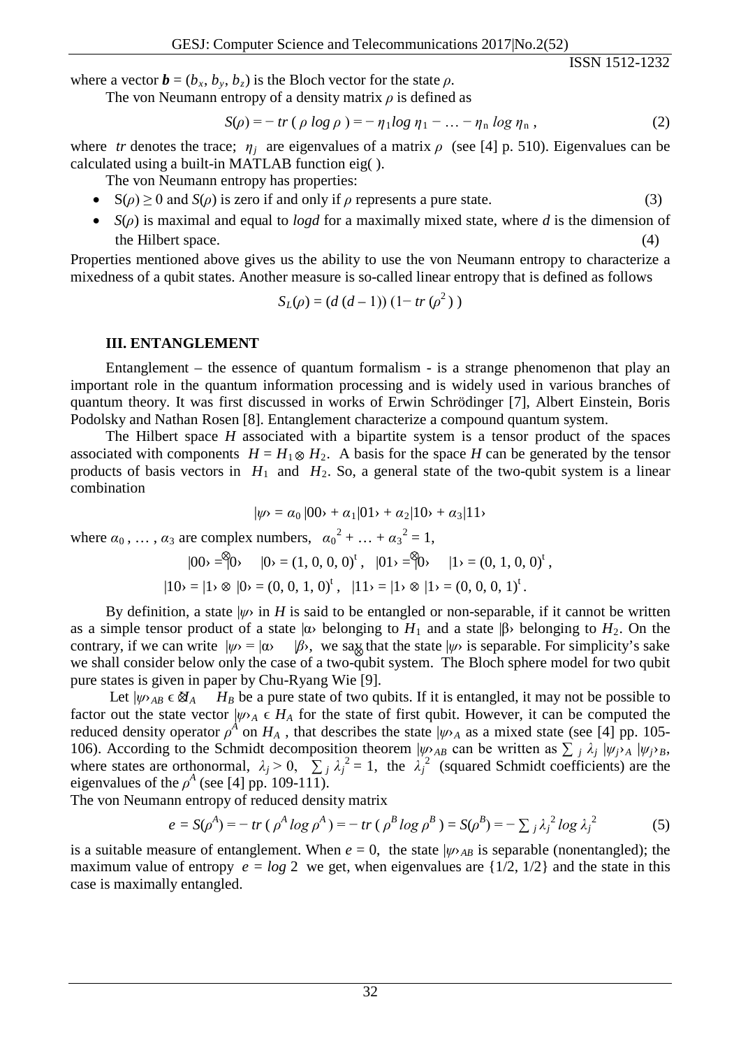where a vector $\boldsymbol{b} = (b_x, b_y, b_z)$ is the Bloch vector for the state $\rho$.

The von Neumann entropy of a density matrix $\rho$ is defined as

$$S(\rho) = -\, tr\, (\, \rho \log \rho\, ) = -\, \eta_1 \log \eta_1 - \ldots - \eta_n \log \eta_n\,, \tag{2}$$

where $tr$ denotes the trace; $\eta_j$ are eigenvalues of a matrix $\rho$ (see [4] p. 510). Eigenvalues can be calculated using a built-in MATLAB function eig( ).

The von Neumann entropy has properties:

- $S(\rho) \geq 0$ and $S(\rho)$ is zero if and only if $\rho$ represents a pure state. (3)
- $S(\rho)$ is maximal and equal to $log d$ for a maximally mixed state, where $d$ is the dimension of the Hilbert space. (4)

Properties mentioned above gives us the ability to use the von Neumann entropy to characterize a mixedness of a qubit states. Another measure is so-called linear entropy that is defined as follows

$$S_L(\rho) = (d\,(d-1))\,(1 - tr\,(\rho^2\,)\,)$$

### III. ENTANGLEMENT

Entanglement – the essence of quantum formalism - is a strange phenomenon that play an important role in the quantum information processing and is widely used in various branches of quantum theory. It was first discussed in works of Erwin Schrödinger [7], Albert Einstein, Boris Podolsky and Nathan Rosen [8]. Entanglement characterize a compound quantum system.

The Hilbert space $H$ associated with a bipartite system is a tensor product of the spaces associated with components $H = H_1 \otimes H_2$. A basis for the space $H$ can be generated by the tensor products of basis vectors in $H_1$ and $H_2$. So, a general state of the two-qubit system is a linear combination

$$|\psi\rangle = \alpha_0\, |00\rangle + \alpha_1 |01\rangle + \alpha_2 |10\rangle + \alpha_3 |11\rangle$$

where $\alpha_0, \ldots, \alpha_3$ are complex numbers, $\alpha_0^{\,2} + \ldots + \alpha_3^{\,2} = 1$,

$$|00\rangle = |0\rangle \otimes |0\rangle = (1, 0, 0, 0)^t\,, \quad |01\rangle = |0\rangle \otimes |1\rangle = (0, 1, 0, 0)^t\,,$$

$$|10\rangle = |1\rangle \otimes |0\rangle = (0, 0, 1, 0)^t\,, \quad |11\rangle = |1\rangle \otimes |1\rangle = (0, 0, 0, 1)^t\,.$$

By definition, a state $|\psi\rangle$ in $H$ is said to be entangled or non-separable, if it cannot be written as a simple tensor product of a state $|\alpha\rangle$ belonging to $H_1$ and a state $|\beta\rangle$ belonging to $H_2$. On the contrary, if we can write $|\psi\rangle = |\alpha\rangle \otimes |\beta\rangle$, we say that the state $|\psi\rangle$ is separable. For simplicity's sake we shall consider below only the case of a two-qubit system. The Bloch sphere model for two qubit pure states is given in paper by Chu-Ryang Wie [9].

Let $|\psi\rangle_{AB} \in H_A \otimes H_B$ be a pure state of two qubits. If it is entangled, it may not be possible to factor out the state vector $|\psi\rangle_A \in H_A$ for the state of first qubit. However, it can be computed the reduced density operator $\rho^A$ on $H_A$, that describes the state $|\psi\rangle_A$ as a mixed state (see [4] pp. 105-106). According to the Schmidt decomposition theorem $|\psi\rangle_{AB}$ can be written as $\sum_j \lambda_j\, |\psi_j\rangle_A\, |\psi_j\rangle_B$, where states are orthonormal, $\lambda_j > 0$, $\sum_j \lambda_j^{\,2} = 1$, the $\lambda_j^{\,2}$ (squared Schmidt coefficients) are the eigenvalues of the $\rho^A$ (see [4] pp. 109-111).

The von Neumann entropy of reduced density matrix

$$e = S(\rho^A) = -\, tr\, (\, \rho^A \log \rho^A\, ) = -\, tr\, (\, \rho^B \log \rho^B\, ) = S(\rho^B) = -\sum_j \lambda_j^{\,2} \log \lambda_j^{\,2} \tag{5}$$

is a suitable measure of entanglement. When $e = 0$, the state $|\psi\rangle_{AB}$ is separable (nonentangled); the maximum value of entropy $e = \log 2$ we get, when eigenvalues are $\{1/2, 1/2\}$ and the state in this case is maximally entangled.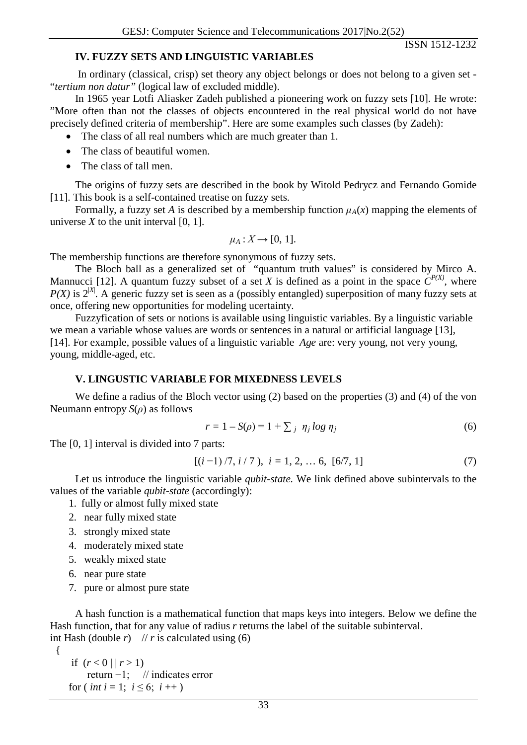## IV. FUZZY SETS AND LINGUISTIC VARIABLES

In ordinary (classical, crisp) set theory any object belongs or does not belong to a given set - "*tertium non datur"* (logical law of excluded middle).

In 1965 year Lotfi Aliasker Zadeh published a pioneering work on fuzzy sets [10]. He wrote: "More often than not the classes of objects encountered in the real physical world do not have precisely defined criteria of membership". Here are some examples such classes (by Zadeh):

- The class of all real numbers which are much greater than 1.
- The class of beautiful women.
- The class of tall men.

The origins of fuzzy sets are described in the book by Witold Pedrycz and Fernando Gomide [11]. This book is a self-contained treatise on fuzzy sets.

Formally, a fuzzy set *A* is described by a membership function $\mu_A(x)$ mapping the elements of universe *X* to the unit interval [0, 1].

$$\mu_A : X \rightarrow [0, 1].$$

The membership functions are therefore synonymous of fuzzy sets.

The Bloch ball as a generalized set of "quantum truth values" is considered by Mirco A. Mannucci [12]. A quantum fuzzy subset of a set *X* is defined as a point in the space $C^{P(X)}$, where $P(X)$ is $2^{|X|}$. A generic fuzzy set is seen as a (possibly entangled) superposition of many fuzzy sets at once, offering new opportunities for modeling ucertainty.

Fuzzyfication of sets or notions is available using linguistic variables. By a linguistic variable we mean a variable whose values are words or sentences in a natural or artificial language [13], [14]. For example, possible values of a linguistic variable *Age* are: very young, not very young, young, middle-aged, etc.

## V. LINGUSTIC VARIABLE FOR MIXEDNESS LEVELS

We define a radius of the Bloch vector using (2) based on the properties (3) and (4) of the von Neumann entropy $S(\rho)$ as follows

$$r = 1 - S(\rho) = 1 + \sum_j \eta_j \log \eta_j \tag{6}$$

The [0, 1] interval is divided into 7 parts:

$$[(i-1)/7, i/7), \ i = 1, 2, \ldots 6, \ [6/7, 1] \tag{7}$$

Let us introduce the linguistic variable *qubit-state.* We link defined above subintervals to the values of the variable *qubit-state* (accordingly):

1. fully or almost fully mixed state
2. near fully mixed state
3. strongly mixed state
4. moderately mixed state
5. weakly mixed state
6. near pure state
7. pure or almost pure state

A hash function is a mathematical function that maps keys into integers. Below we define the Hash function, that for any value of radius *r* returns the label of the suitable subinterval.

```
int Hash (double r)    // r is calculated using (6)
  {
     if  (r < 0 | | r > 1)
         return −1;     // indicates error
     for ( int i = 1;  i ≤ 6;  i ++ )
```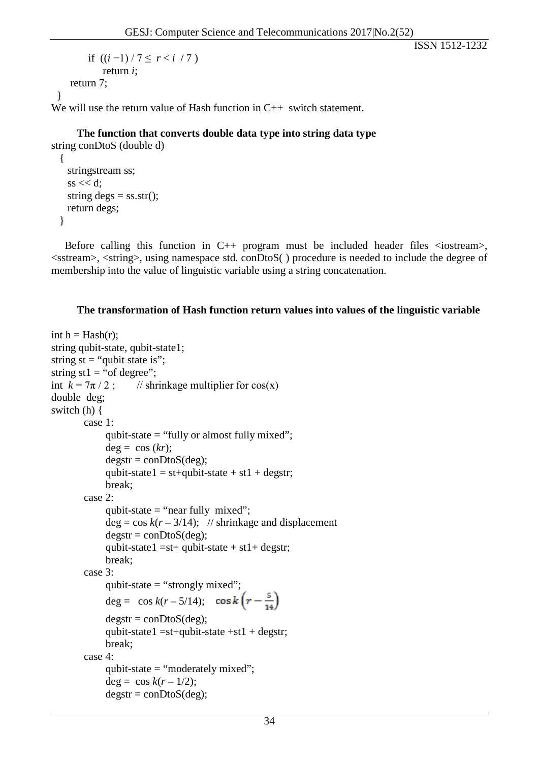```
    if ((i −1) / 7 ≤ r < i / 7 )
        return i;
  return 7;
}
```

We will use the return value of Hash function in C++ switch statement.

**The function that converts double data type into string data type**

```
string conDtoS (double d)
  {
    stringstream ss;
    ss << d;
    string degs = ss.str();
    return degs;
  }
```

Before calling this function in C++ program must be included header files <iostream>, <sstream>, <string>, using namespace std. conDtoS( ) procedure is needed to include the degree of membership into the value of linguistic variable using a string concatenation.

**The transformation of Hash function return values into values of the linguistic variable**

```
int h = Hash(r);
string qubit-state, qubit-state1;
string st = "qubit state is";
string st1 = "of degree";
int  k = 7π / 2 ;      // shrinkage multiplier for cos(x)
double  deg;
switch (h) {
      case 1:
            qubit-state = "fully or almost fully mixed";
            deg =  cos (kr);
            degstr = conDtoS(deg);
            qubit-state1 = st+qubit-state + st1 + degstr;
            break;
      case 2:
            qubit-state = "near fully  mixed";
            deg = cos k(r – 3/14);   // shrinkage and displacement
            degstr = conDtoS(deg);
            qubit-state1 =st+ qubit-state + st1+ degstr;
            break;
      case 3:
            qubit-state = "strongly mixed";
            deg =   cos k(r – 5/14);    cos k(r − 5/14)
            degstr = conDtoS(deg);
            qubit-state1 =st+qubit-state +st1 + degstr;
            break;
      case 4:
            qubit-state = "moderately mixed";
            deg =  cos k(r – 1/2);
            degstr = conDtoS(deg);
```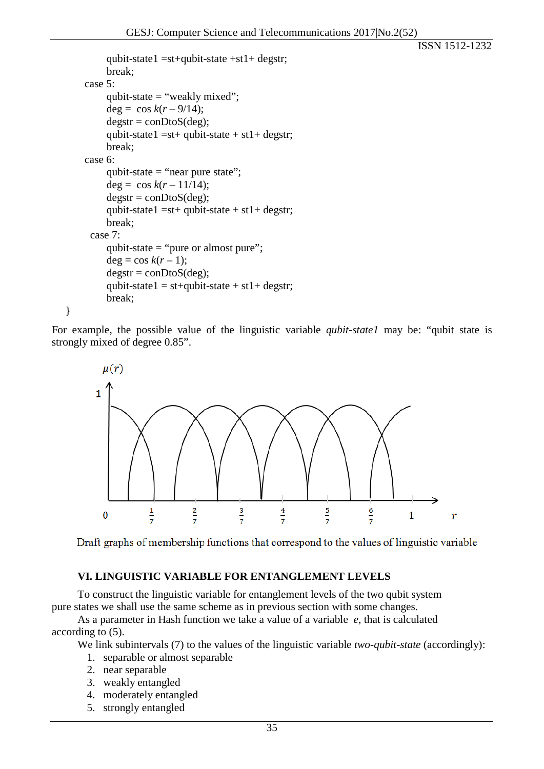```
        qubit-state1 =st+qubit-state +st1+ degstr;
        break;
    case 5:
        qubit-state = "weakly mixed";
        deg =  cos k(r – 9/14);
        degstr = conDtoS(deg);
        qubit-state1 =st+ qubit-state + st1+ degstr;
        break;
    case 6:
        qubit-state = "near pure state";
        deg =  cos k(r – 11/14);
        degstr = conDtoS(deg);
        qubit-state1 =st+ qubit-state + st1+ degstr;
        break;
     case 7:
        qubit-state = "pure or almost pure";
        deg = cos k(r – 1);
        degstr = conDtoS(deg);
        qubit-state1 = st+qubit-state + st1+ degstr;
        break;
}
```

For example, the possible value of the linguistic variable *qubit-state1* may be: "qubit state is strongly mixed of degree 0.85".

Draft graphs of membership functions that correspond to the values of linguistic variable

### VI. LINGUISTIC VARIABLE FOR ENTANGLEMENT LEVELS

To construct the linguistic variable for entanglement levels of the two qubit system pure states we shall use the same scheme as in previous section with some changes.

As a parameter in Hash function we take a value of a variable $e$, that is calculated according to (5).

We link subintervals (7) to the values of the linguistic variable *two-qubit-state* (accordingly):

1. separable or almost separable
2. near separable
3. weakly entangled
4. moderately entangled
5. strongly entangled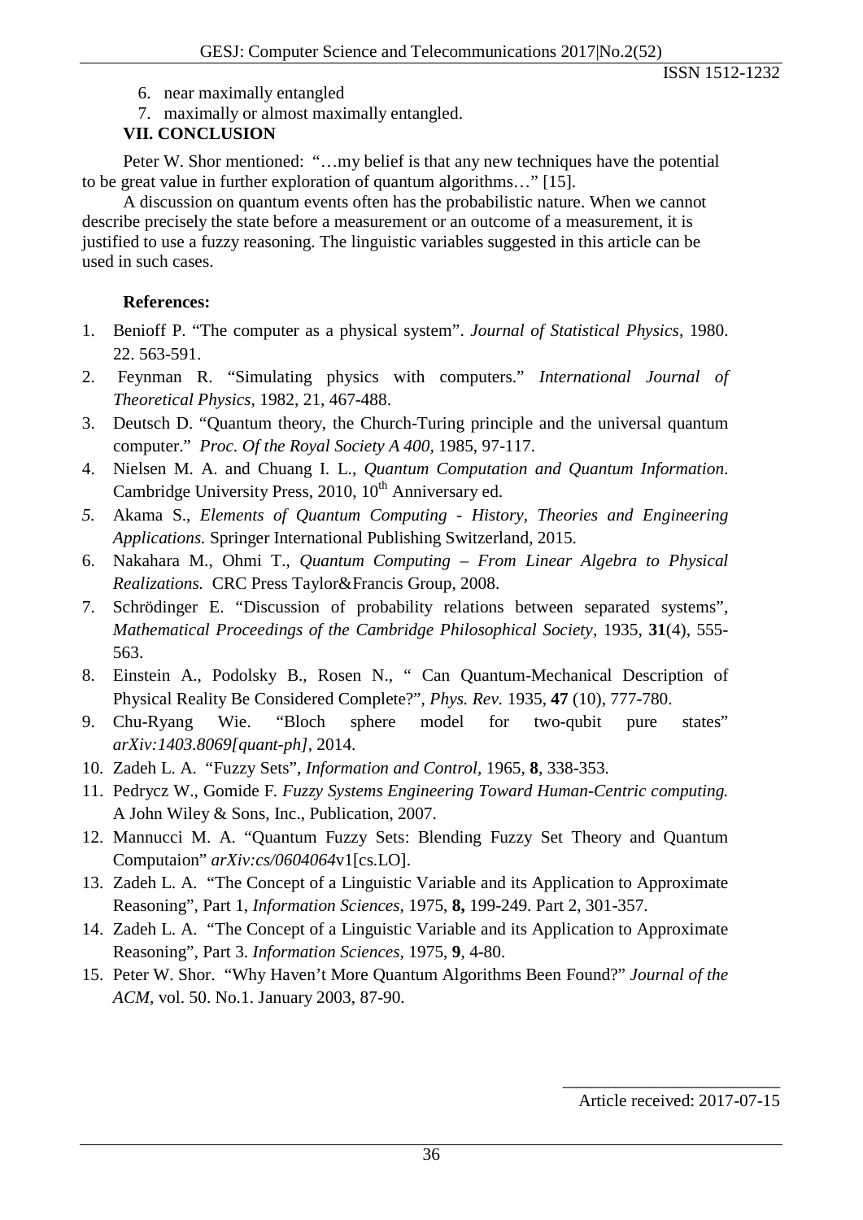6. near maximally entangled
7. maximally or almost maximally entangled.

### VII. CONCLUSION

Peter W. Shor mentioned: "…my belief is that any new techniques have the potential to be great value in further exploration of quantum algorithms…" [15].

A discussion on quantum events often has the probabilistic nature. When we cannot describe precisely the state before a measurement or an outcome of a measurement, it is justified to use a fuzzy reasoning. The linguistic variables suggested in this article can be used in such cases.

**References:**

1. Benioff P. "The computer as a physical system". *Journal of Statistical Physics*, 1980. 22. 563-591.
2. Feynman R. "Simulating physics with computers." *International Journal of Theoretical Physics*, 1982, 21, 467-488.
3. Deutsch D. "Quantum theory, the Church-Turing principle and the universal quantum computer." *Proc. Of the Royal Society A 400*, 1985, 97-117.
4. Nielsen M. A. and Chuang I. L., *Quantum Computation and Quantum Information*. Cambridge University Press, 2010, 10th Anniversary ed.
5. Akama S., *Elements of Quantum Computing - History, Theories and Engineering Applications.* Springer International Publishing Switzerland, 2015.
6. Nakahara M., Ohmi T., *Quantum Computing – From Linear Algebra to Physical Realizations.* CRC Press Taylor&Francis Group, 2008.
7. Schrödinger E. "Discussion of probability relations between separated systems", *Mathematical Proceedings of the Cambridge Philosophical Society*, 1935, **31**(4), 555-563.
8. Einstein A., Podolsky B., Rosen N., " Can Quantum-Mechanical Description of Physical Reality Be Considered Complete?", *Phys. Rev.* 1935, **47** (10), 777-780.
9. Chu-Ryang Wie. "Bloch sphere model for two-qubit pure states" *arXiv:1403.8069[quant-ph]*, 2014.
10. Zadeh L. A. "Fuzzy Sets", *Information and Control*, 1965, **8**, 338-353.
11. Pedrycz W., Gomide F. *Fuzzy Systems Engineering Toward Human-Centric computing.* A John Wiley & Sons, Inc., Publication, 2007.
12. Mannucci M. A. "Quantum Fuzzy Sets: Blending Fuzzy Set Theory and Quantum Computaion" *arXiv:cs/0604064*v1[cs.LO].
13. Zadeh L. A. "The Concept of a Linguistic Variable and its Application to Approximate Reasoning", Part 1, *Information Sciences*, 1975, **8,** 199-249. Part 2, 301-357.
14. Zadeh L. A. "The Concept of a Linguistic Variable and its Application to Approximate Reasoning", Part 3. *Information Sciences*, 1975, **9**, 4-80.
15. Peter W. Shor. "Why Haven't More Quantum Algorithms Been Found?" *Journal of the ACM*, vol. 50. No.1. January 2003, 87-90.

Article received: 2017-07-15